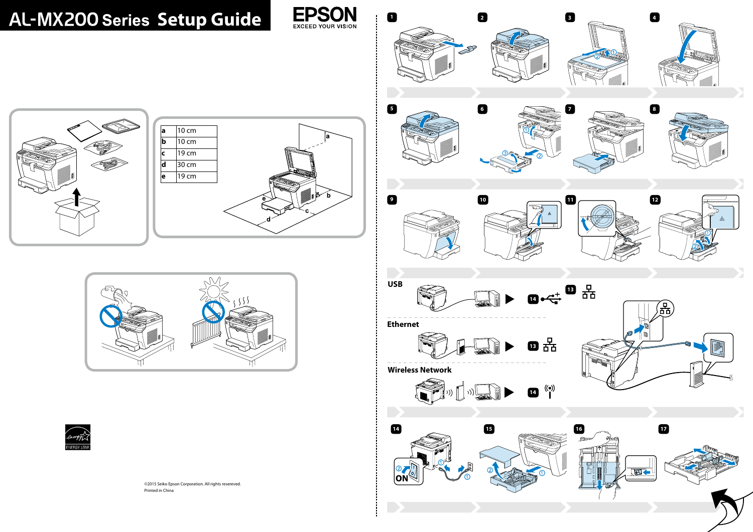# AL-MX200 Series Setup Guide

EPSON
EXCEED YOUR VISION

| a | 10 cm |
|---|---|
| b | 10 cm |
| c | 19 cm |
| d | 30 cm |
| e | 19 cm |

ENERGY STAR

©2015 Seiko Epson Corporation. All rights resereved.
Printed in China

1 2 3 4

5 6 7 8

9 10 11 12

**USB**

14

**Ethernet**

13

**Wireless Network**

14

13

14 ON 15 16 17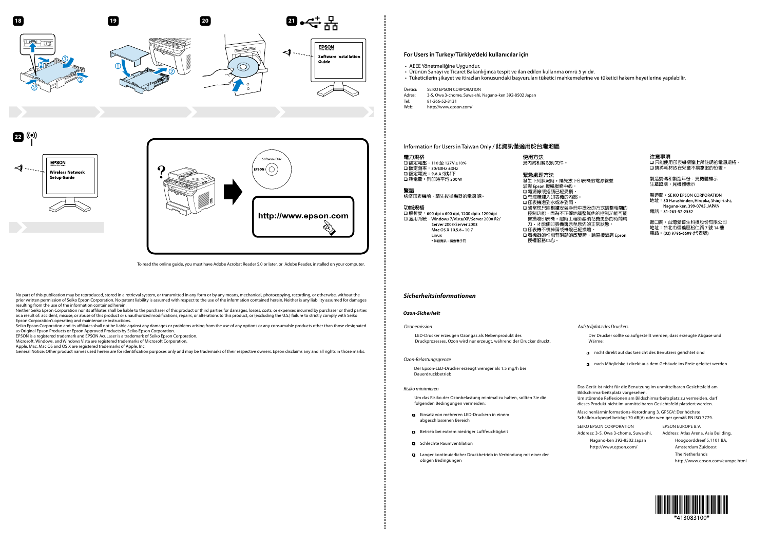18

19

20

21

22

To read the online guide, you must have Adobe Acrobat Reader 5.0 or later, or Adobe Reader, installed on your computer.

No part of this publication may be reproduced, stored in a retrieval system, or transmitted in any form or by any means, mechanical, photocopying, recording, or otherwise, without the prior written permission of Seiko Epson Corporation. No patent liability is assumed with respect to the use of the information contained herein. Neither is any liability assumed for damages resulting from the use of the information contained herein.
Neither Seiko Epson Corporation nor its affiliates shall be liable to the purchaser of this product or third parties for damages, losses, costs, or expenses incurred by purchaser or third parties as a result of: accident, misuse, or abuse of this product or unauthorized modifications, repairs, or alterations to this product, or (excluding the U.S.) failure to strictly comply with Seiko Epson Corporation's operating and maintenance instructions.
Seiko Epson Corporation and its affiliates shall not be liable against any damages or problems arising from the use of any options or any consumable products other than those designated as Original Epson Products or Epson Approved Products by Seiko Epson Corporation.
EPSON is a registered trademark and EPSON AcuLaser is a trademark of Seiko Epson Corporation.
Microsoft, Windows, and Windows Vista are registered trademarks of Microsoft Corporation.
Apple, Mac, Mac OS and OS X are registered trademarks of Apple, Inc.
General Notice: Other product names used herein are for identification purposes only and may be trademarks of their respective owners. Epson disclaims any and all rights in those marks.

## For Users in Turkey/Türkiye'deki kullanıcılar için

- AEEE Yönetmeliğine Uygundur.
- Ürünün Sanayi ve Ticaret Bakanlığınca tespit ve ilan edilen kullanma ömrü 5 yıldır.
- Tüketicilerin şikayet ve itirazları konusundaki başvuruları tüketici mahkemelerine ve tüketici hakem heyetlerine yapılabilir.

| | |
|---|---|
| Üretici: | SEIKO EPSON CORPORATION |
| Adres: | 3-5, Owa 3-chome, Suwa-shi, Nagano-ken 392-8502 Japan |
| Tel: | 81-266-52-3131 |
| Web: | http://www.epson.com/ |

## Information for Users in Taiwan Only / 此資訊僅適用於台灣地區

**電力規格**
❑ 額定電壓：110 至 127V ±10%
❑ 額定頻率：50/60Hz ±3Hz
❑ 額定電流：9.8 A 或以下
❑ 耗電量：列印時平均 500 W

**警語**
檢修印表機前，請先拔掉機器的電源線。

**功能規格**
❑ 解析度：600 dpi x 600 dpi, 1200 dpi x 1200dpi
❑ 適用系統：Windows 7/Vista/XP/Server 2008 R2/ Server 2008/Server 2003 Mac OS X 10.5.8 - 10.7 Linux
*詳細資訊，請參看手冊

**使用方法**
見內附相關說明文件。

**緊急處理方法**
發生下列狀況時，請先拔下印表機的電源線並洽詢 Epson 授權服務中心：
❑ 電源線或插頭已經受損。
❑ 有液體濺入印表機的內部。
❑ 印表機泡到水或淋到雨。
❑ 當你只能根據安裝手冊中提及的方式調整相關的控制功能，因為不正確地調整其他的控制功能可能會損壞印表機，屆時工程師必須花費更多的時間精力，才能使印表機還原至原先的正常狀態。
❑ 印表機不慎掉落或機殼已經損壞。
❑ 若機器的性能有明顯的改變時，請直接洽詢 Epson 授權服務中心。

**注意事項**
❑ 只能使用印表機標籤上所註明的電源規格。
❑ 請將耗材放在兒童不易拿取的位置。

製造號碼和製造年份：見機體標示
生產國別：見機體標示

製造商：SEIKO EPSON CORPORATION
地址：80 Harashinden, Hirooka, Shiojiri-shi, Nagano-ken, 399-0785, JAPAN
電話：81-263-52-2552

進口商：台灣愛普生科技股份有限公司
地址：台北市信義區松仁路 7 號 14 樓
電話：(02) 8786-6688 (代表號)

## *Sicherheitsinformationen*

### *Ozon-Sicherheit*

*Ozonemission*

LED-Drucker erzeugen Ozongas als Nebenprodukt des Druckprozesses. Ozon wird nur erzeugt, während der Drucker druckt.

*Ozon-Belastungsgrenze*

Der Epson-LED-Drucker erzeugt weniger als 1.5 mg/h bei Dauerdruckbetrieb.

*Risiko minimieren*

Um das Risiko der Ozonbelastung minimal zu halten, sollten Sie die folgenden Bedingungen vermeiden:

- Einsatz von mehreren LED-Druckern in einem abgeschlossenen Bereich
- Betrieb bei extrem niedriger Luftfeuchtigkeit
- Schlechte Raumventilation
- Langer kontinuierlicher Druckbetrieb in Verbindung mit einer der obigen Bedingungen

*Aufstellplatz des Druckers*

Der Drucker sollte so aufgestellt werden, dass erzeugte Abgase und Wärme:

- nicht direkt auf das Gesicht des Benutzers gerichtet sind
- nach Möglichkeit direkt aus dem Gebäude ins Freie geleitet werden

Das Gerät ist nicht für die Benutzung im unmittelbaren Gesichtsfeld am Bildschirmarbeitsplatz vorgesehen.
Um störende Reflexionen am Bildschirmarbeitsplatz zu vermeiden, darf dieses Produkt nicht im unmittelbaren Gesichtsfeld platziert werden.

Maschinenlärminformations-Verordnung 3. GPSGV: Der höchste Schalldruckpegel beträgt 70 dB(A) oder weniger gemäß EN ISO 7779.

SEIKO EPSON CORPORATION
Address: 3-5, Owa 3-chome, Suwa-shi, Nagano-ken 392-8502 Japan
http://www.epson.com/

EPSON EUROPE B.V.
Address: Atlas Arena, Asia Building, Hoogoorddreef 5,1101 BA, Amsterdam Zuidoost
The Netherlands
http://www.epson.com/europe.html

*413083100*